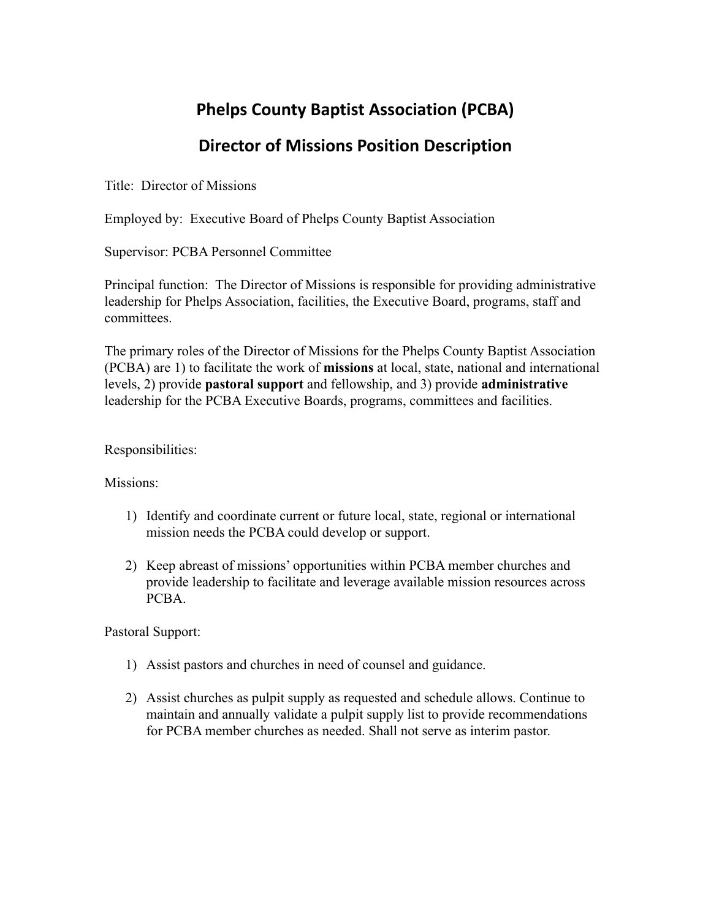# Phelps County Baptist Association (PCBA)

## Director of Missions Position Description

Title: Director of Missions

Employed by: Executive Board of Phelps County Baptist Association

Supervisor: PCBA Personnel Committee

Principal function: The Director of Missions is responsible for providing administrative leadership for Phelps Association, facilities, the Executive Board, programs, staff and committees.

The primary roles of the Director of Missions for the Phelps County Baptist Association (PCBA) are 1) to facilitate the work of **missions** at local, state, national and international levels, 2) provide **pastoral support** and fellowship, and 3) provide **administrative** leadership for the PCBA Executive Boards, programs, committees and facilities.

Responsibilities:

Missions:

1) Identify and coordinate current or future local, state, regional or international mission needs the PCBA could develop or support.

2) Keep abreast of missions' opportunities within PCBA member churches and provide leadership to facilitate and leverage available mission resources across PCBA.

Pastoral Support:

1) Assist pastors and churches in need of counsel and guidance.

2) Assist churches as pulpit supply as requested and schedule allows. Continue to maintain and annually validate a pulpit supply list to provide recommendations for PCBA member churches as needed. Shall not serve as interim pastor.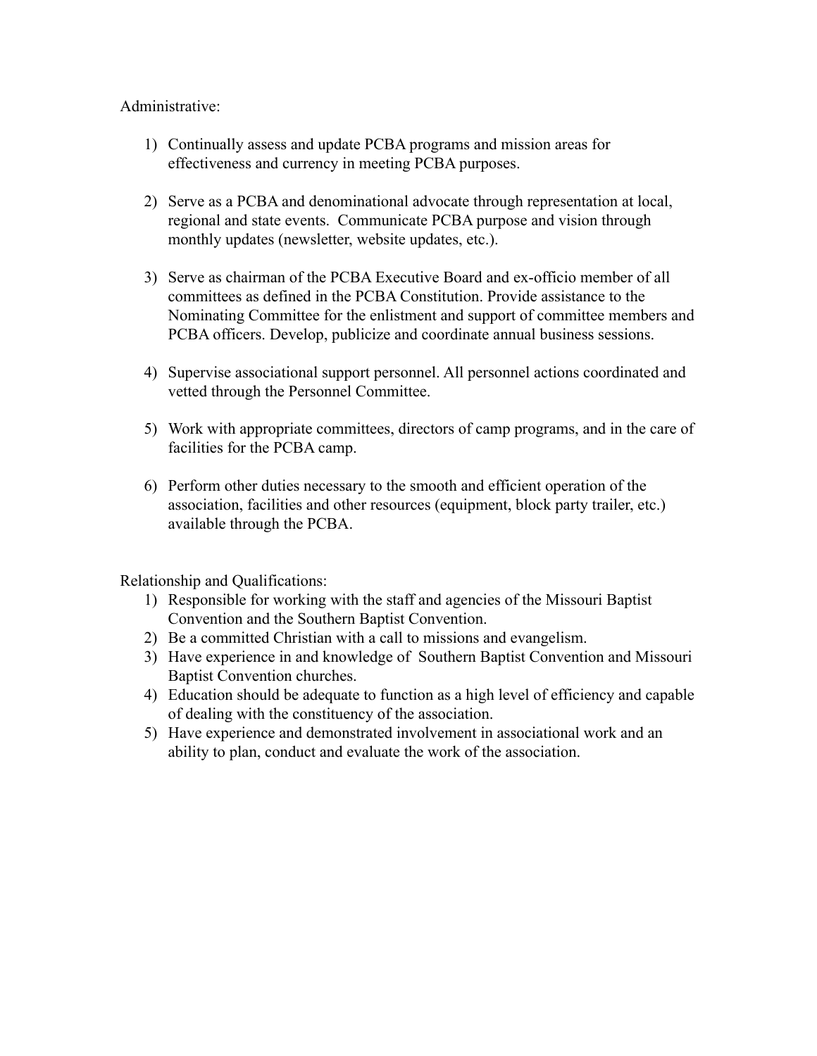Administrative:

1) Continually assess and update PCBA programs and mission areas for effectiveness and currency in meeting PCBA purposes.

2) Serve as a PCBA and denominational advocate through representation at local, regional and state events. Communicate PCBA purpose and vision through monthly updates (newsletter, website updates, etc.).

3) Serve as chairman of the PCBA Executive Board and ex-officio member of all committees as defined in the PCBA Constitution. Provide assistance to the Nominating Committee for the enlistment and support of committee members and PCBA officers. Develop, publicize and coordinate annual business sessions.

4) Supervise associational support personnel. All personnel actions coordinated and vetted through the Personnel Committee.

5) Work with appropriate committees, directors of camp programs, and in the care of facilities for the PCBA camp.

6) Perform other duties necessary to the smooth and efficient operation of the association, facilities and other resources (equipment, block party trailer, etc.) available through the PCBA.

Relationship and Qualifications:

1) Responsible for working with the staff and agencies of the Missouri Baptist Convention and the Southern Baptist Convention.
2) Be a committed Christian with a call to missions and evangelism.
3) Have experience in and knowledge of Southern Baptist Convention and Missouri Baptist Convention churches.
4) Education should be adequate to function as a high level of efficiency and capable of dealing with the constituency of the association.
5) Have experience and demonstrated involvement in associational work and an ability to plan, conduct and evaluate the work of the association.